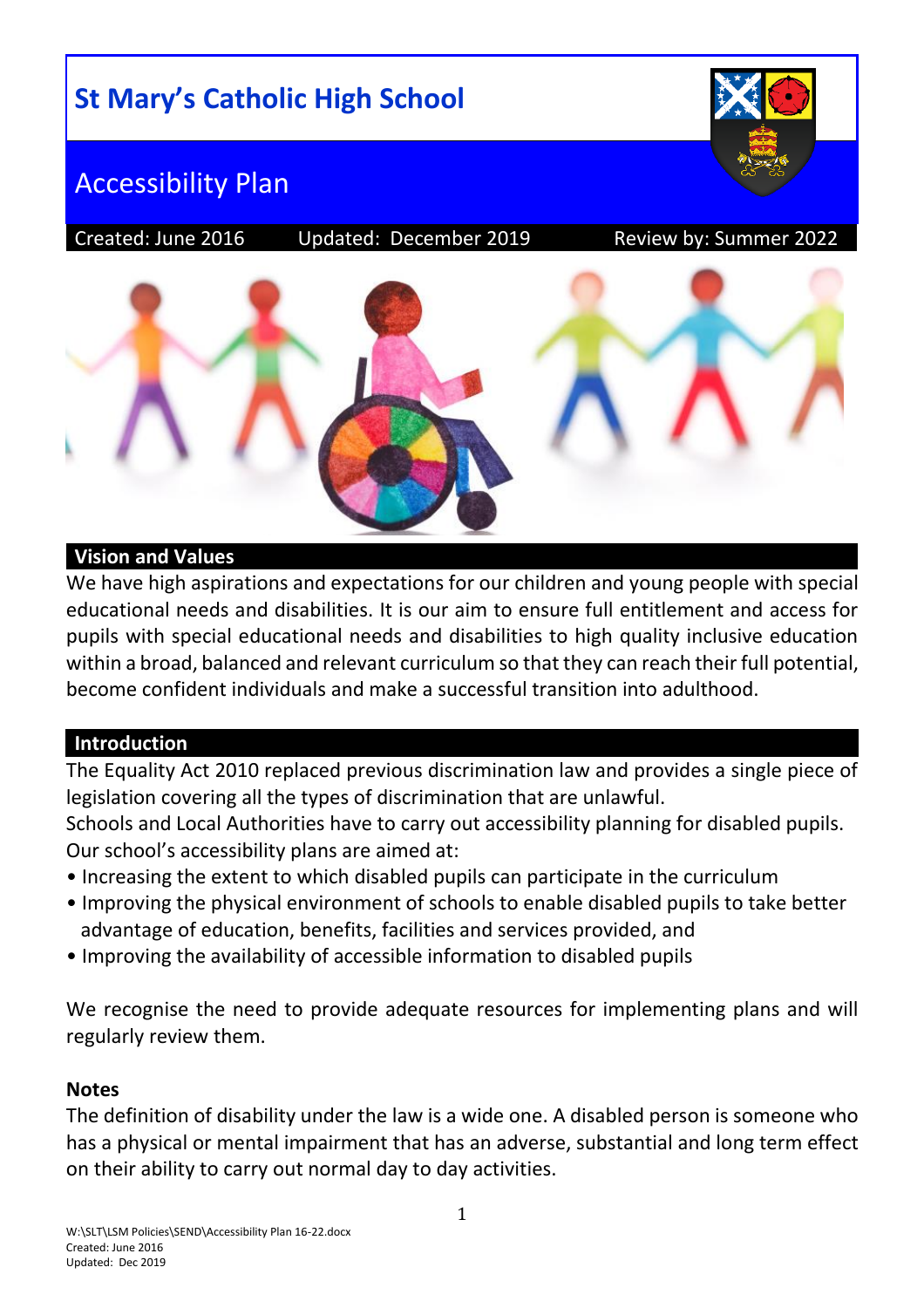# St Mary's Catholic High School

## Accessibility Plan

Created: June 2016 | Updated: December 2019 | Review by: Summer 2022

### Vision and Values

We have high aspirations and expectations for our children and young people with special educational needs and disabilities. It is our aim to ensure full entitlement and access for pupils with special educational needs and disabilities to high quality inclusive education within a broad, balanced and relevant curriculum so that they can reach their full potential, become confident individuals and make a successful transition into adulthood.

### Introduction

The Equality Act 2010 replaced previous discrimination law and provides a single piece of legislation covering all the types of discrimination that are unlawful.

Schools and Local Authorities have to carry out accessibility planning for disabled pupils. Our school's accessibility plans are aimed at:

- Increasing the extent to which disabled pupils can participate in the curriculum
- Improving the physical environment of schools to enable disabled pupils to take better advantage of education, benefits, facilities and services provided, and
- Improving the availability of accessible information to disabled pupils

We recognise the need to provide adequate resources for implementing plans and will regularly review them.

**Notes**

The definition of disability under the law is a wide one. A disabled person is someone who has a physical or mental impairment that has an adverse, substantial and long term effect on their ability to carry out normal day to day activities.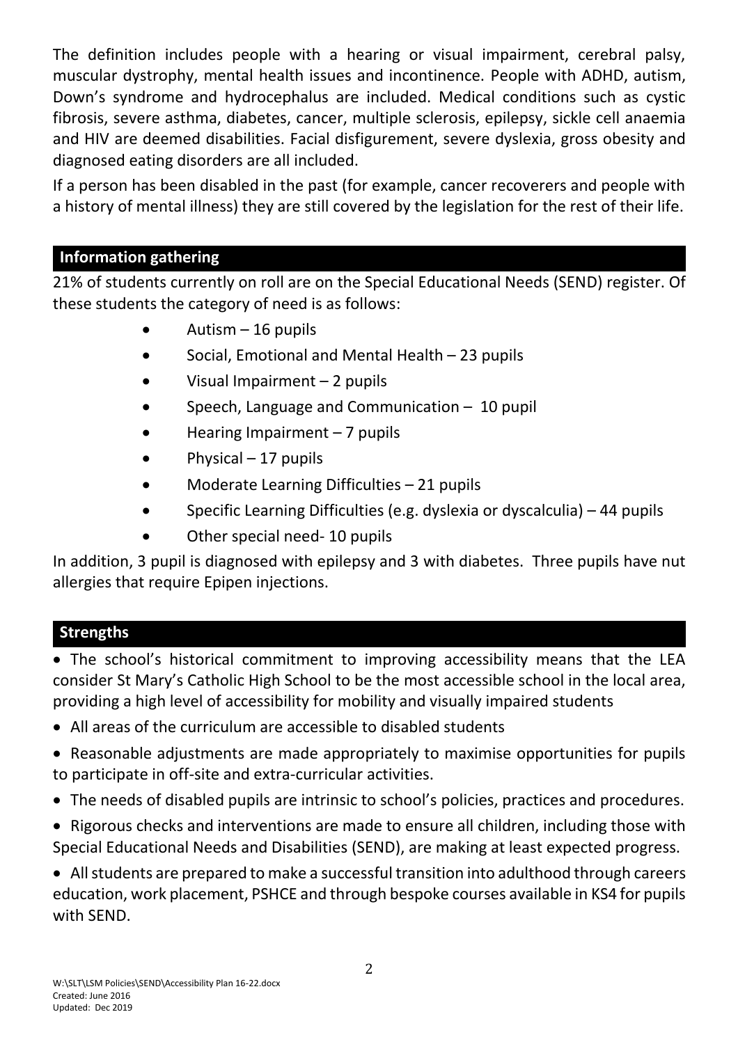The definition includes people with a hearing or visual impairment, cerebral palsy, muscular dystrophy, mental health issues and incontinence. People with ADHD, autism, Down's syndrome and hydrocephalus are included. Medical conditions such as cystic fibrosis, severe asthma, diabetes, cancer, multiple sclerosis, epilepsy, sickle cell anaemia and HIV are deemed disabilities. Facial disfigurement, severe dyslexia, gross obesity and diagnosed eating disorders are all included.

If a person has been disabled in the past (for example, cancer recoverers and people with a history of mental illness) they are still covered by the legislation for the rest of their life.

## Information gathering

21% of students currently on roll are on the Special Educational Needs (SEND) register. Of these students the category of need is as follows:

- Autism – 16 pupils
- Social, Emotional and Mental Health – 23 pupils
- Visual Impairment – 2 pupils
- Speech, Language and Communication – 10 pupil
- Hearing Impairment – 7 pupils
- Physical – 17 pupils
- Moderate Learning Difficulties – 21 pupils
- Specific Learning Difficulties (e.g. dyslexia or dyscalculia) – 44 pupils
- Other special need- 10 pupils

In addition, 3 pupil is diagnosed with epilepsy and 3 with diabetes. Three pupils have nut allergies that require Epipen injections.

## Strengths

- The school's historical commitment to improving accessibility means that the LEA consider St Mary's Catholic High School to be the most accessible school in the local area, providing a high level of accessibility for mobility and visually impaired students
- All areas of the curriculum are accessible to disabled students
- Reasonable adjustments are made appropriately to maximise opportunities for pupils to participate in off-site and extra-curricular activities.
- The needs of disabled pupils are intrinsic to school's policies, practices and procedures.
- Rigorous checks and interventions are made to ensure all children, including those with Special Educational Needs and Disabilities (SEND), are making at least expected progress.
- All students are prepared to make a successful transition into adulthood through careers education, work placement, PSHCE and through bespoke courses available in KS4 for pupils with SEND.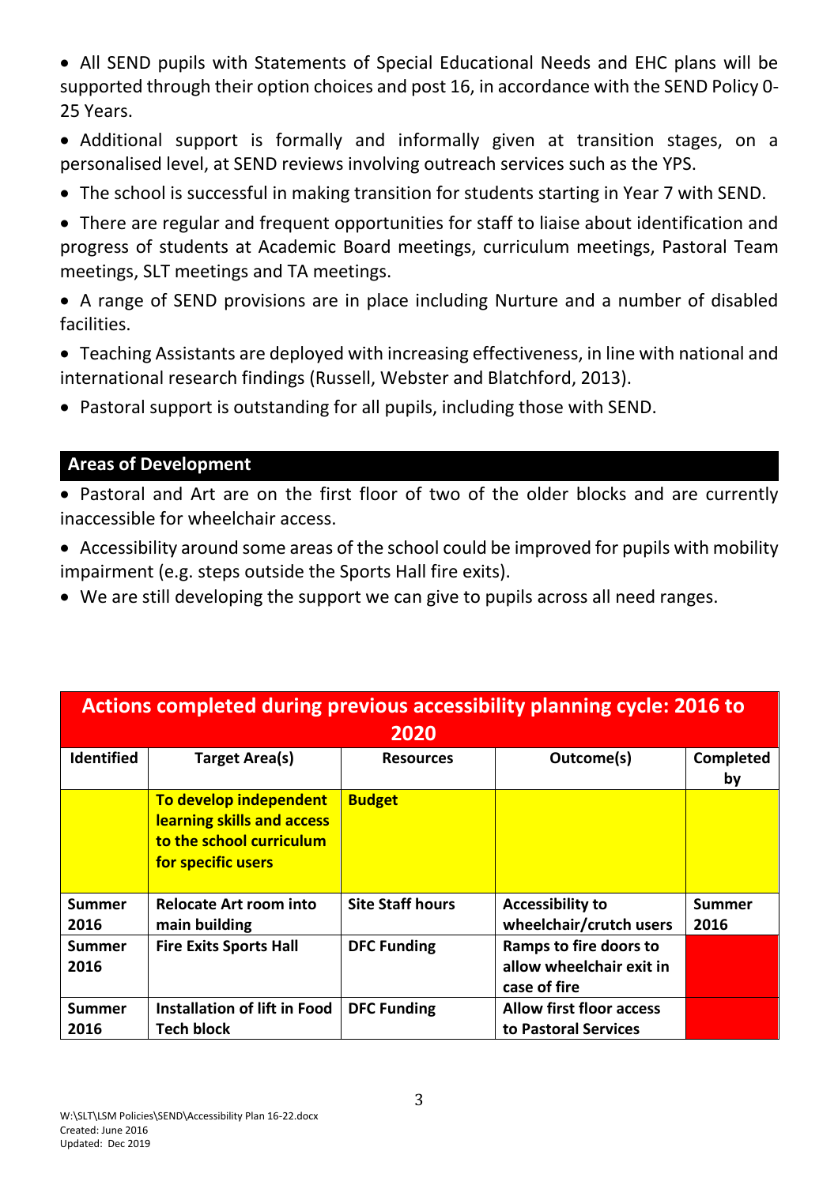- All SEND pupils with Statements of Special Educational Needs and EHC plans will be supported through their option choices and post 16, in accordance with the SEND Policy 0-25 Years.
- Additional support is formally and informally given at transition stages, on a personalised level, at SEND reviews involving outreach services such as the YPS.
- The school is successful in making transition for students starting in Year 7 with SEND.
- There are regular and frequent opportunities for staff to liaise about identification and progress of students at Academic Board meetings, curriculum meetings, Pastoral Team meetings, SLT meetings and TA meetings.
- A range of SEND provisions are in place including Nurture and a number of disabled facilities.
- Teaching Assistants are deployed with increasing effectiveness, in line with national and international research findings (Russell, Webster and Blatchford, 2013).
- Pastoral support is outstanding for all pupils, including those with SEND.

## Areas of Development

- Pastoral and Art are on the first floor of two of the older blocks and are currently inaccessible for wheelchair access.
- Accessibility around some areas of the school could be improved for pupils with mobility impairment (e.g. steps outside the Sports Hall fire exits).
- We are still developing the support we can give to pupils across all need ranges.

## Actions completed during previous accessibility planning cycle: 2016 to 2020

| Identified | Target Area(s) | Resources | Outcome(s) | Completed by |
|---|---|---|---|---|
| | **To develop independent learning skills and access to the school curriculum for specific users** | **Budget** | | |
| **Summer 2016** | **Relocate Art room into main building** | **Site Staff hours** | **Accessibility to wheelchair/crutch users** | **Summer 2016** |
| **Summer 2016** | **Fire Exits Sports Hall** | **DFC Funding** | **Ramps to fire doors to allow wheelchair exit in case of fire** | |
| **Summer 2016** | **Installation of lift in Food Tech block** | **DFC Funding** | **Allow first floor access to Pastoral Services** | |

W:\SLT\LSM Policies\SEND\Accessibility Plan 16-22.docx
Created: June 2016
Updated: Dec 2019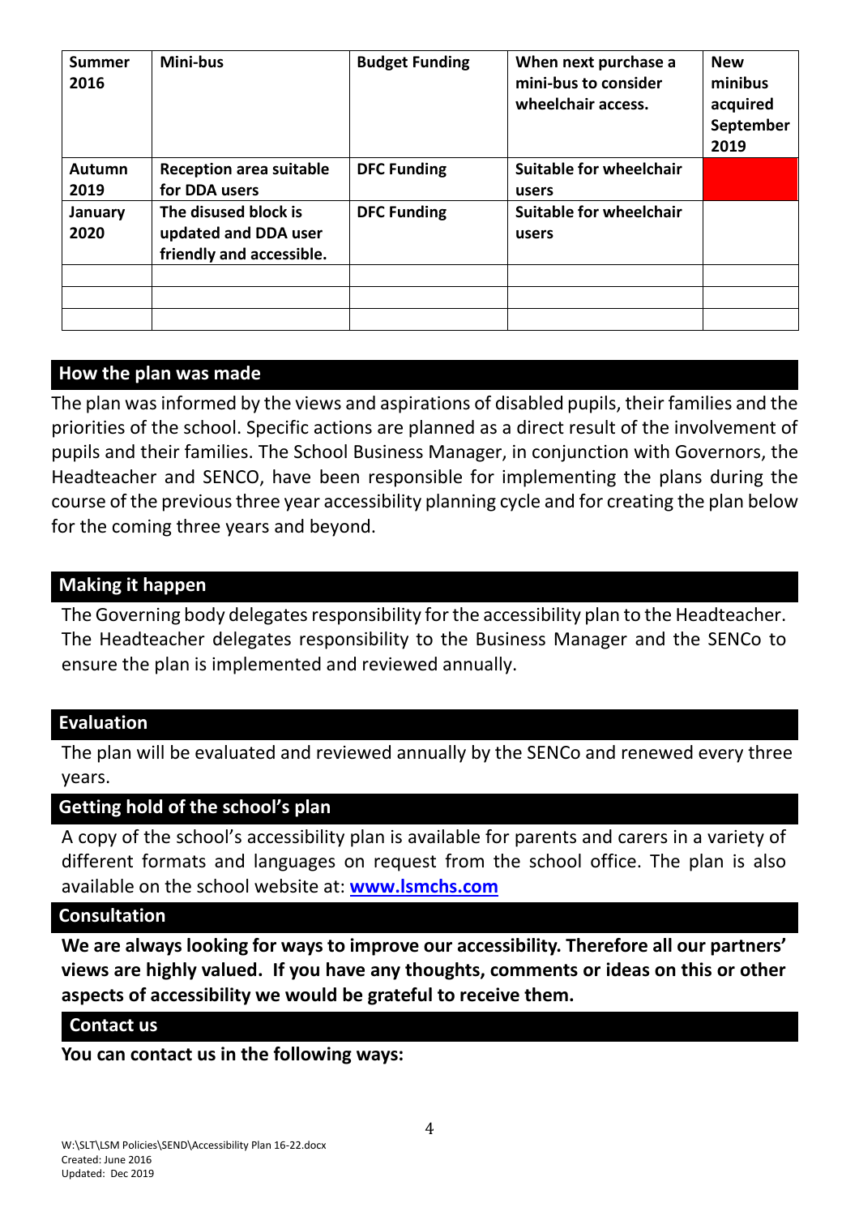| Summer 2016 | Mini-bus | Budget Funding | When next purchase a mini-bus to consider wheelchair access. | New minibus acquired September 2019 |
|---|---|---|---|---|
| Autumn 2019 | Reception area suitable for DDA users | DFC Funding | Suitable for wheelchair users | |
| January 2020 | The disused block is updated and DDA user friendly and accessible. | DFC Funding | Suitable for wheelchair users | |
| | | | | |
| | | | | |
| | | | | |

## How the plan was made

The plan was informed by the views and aspirations of disabled pupils, their families and the priorities of the school. Specific actions are planned as a direct result of the involvement of pupils and their families. The School Business Manager, in conjunction with Governors, the Headteacher and SENCO, have been responsible for implementing the plans during the course of the previous three year accessibility planning cycle and for creating the plan below for the coming three years and beyond.

## Making it happen

The Governing body delegates responsibility for the accessibility plan to the Headteacher. The Headteacher delegates responsibility to the Business Manager and the SENCo to ensure the plan is implemented and reviewed annually.

## Evaluation

The plan will be evaluated and reviewed annually by the SENCo and renewed every three years.

## Getting hold of the school's plan

A copy of the school's accessibility plan is available for parents and carers in a variety of different formats and languages on request from the school office. The plan is also available on the school website at: **[www.lsmchs.com](http://www.lsmchs.com)**

## Consultation

**We are always looking for ways to improve our accessibility. Therefore all our partners' views are highly valued. If you have any thoughts, comments or ideas on this or other aspects of accessibility we would be grateful to receive them.**

## Contact us

**You can contact us in the following ways:**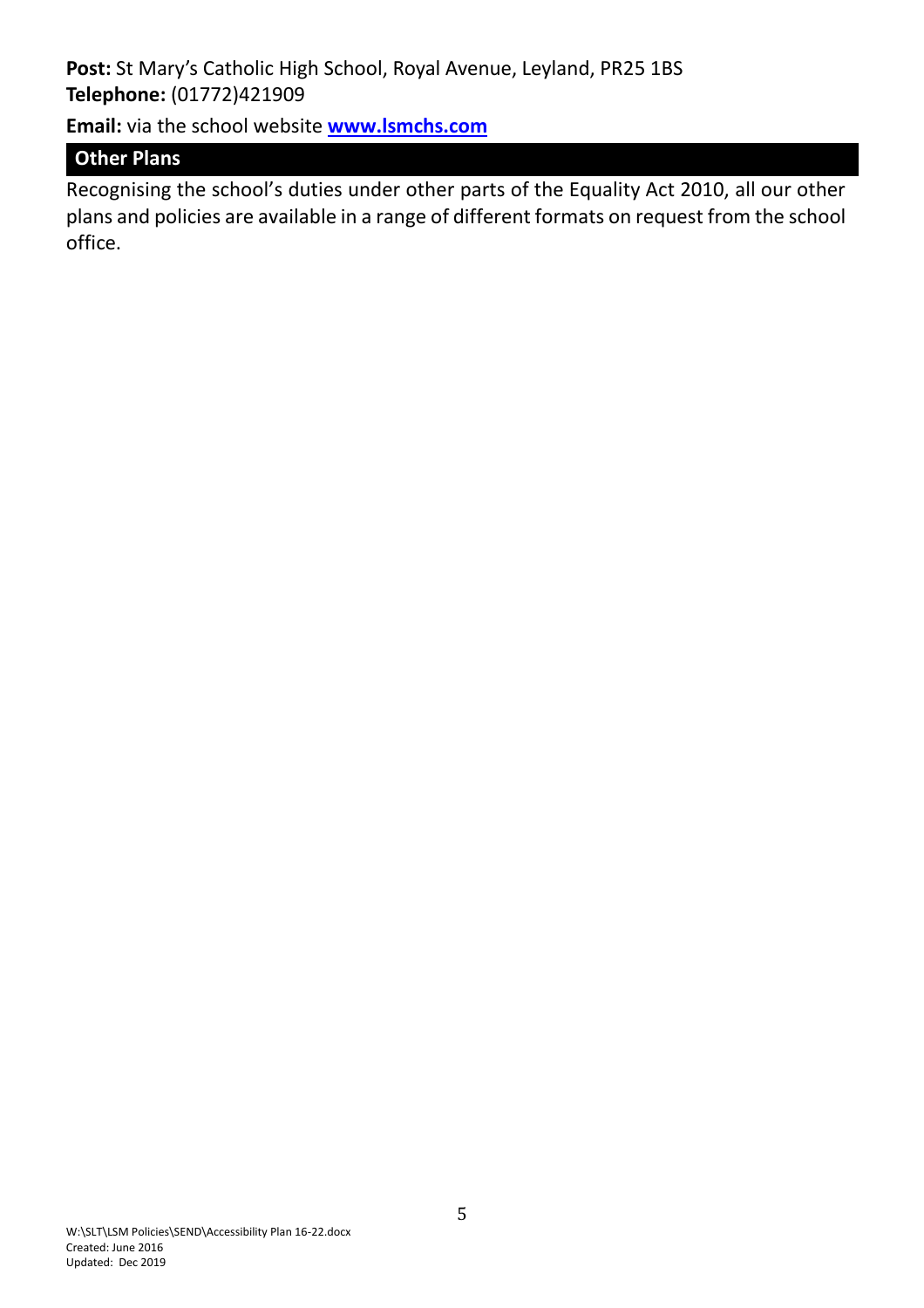**Post:** St Mary's Catholic High School, Royal Avenue, Leyland, PR25 1BS
**Telephone:** (01772)421909

**Email:** via the school website **[www.lsmchs.com](http://www.lsmchs.com)**

## Other Plans

Recognising the school's duties under other parts of the Equality Act 2010, all our other plans and policies are available in a range of different formats on request from the school office.